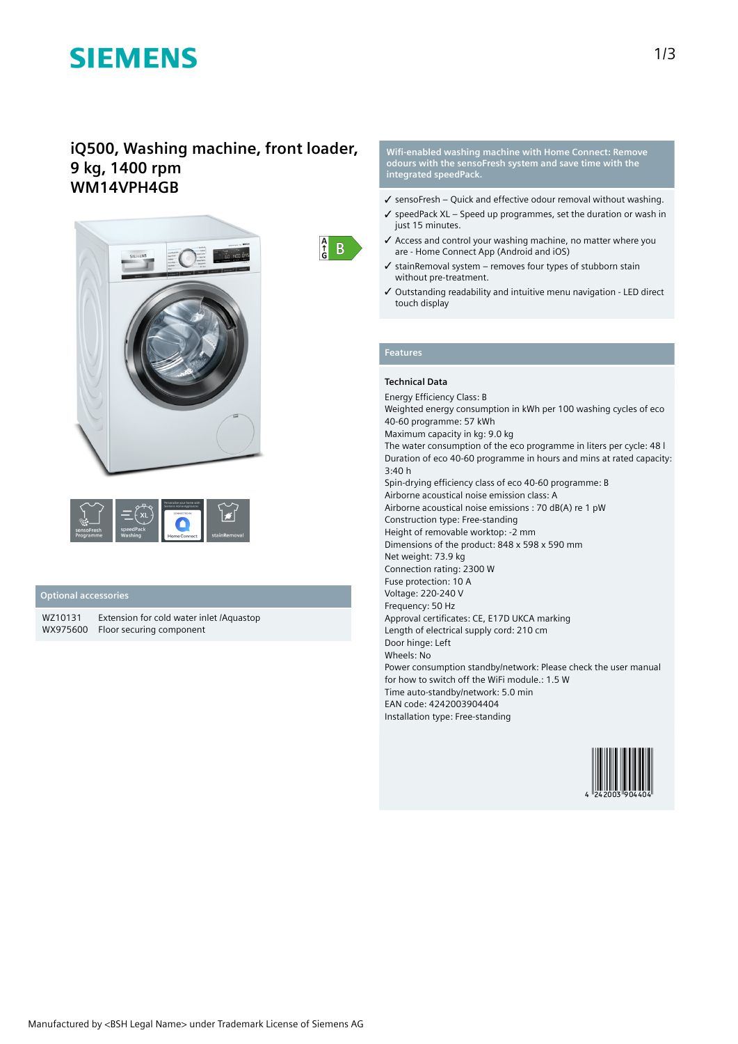# iQ500, Washing machine, front loader, 9 kg, 1400 rpm
# WM14VPH4GB

## Optional accessories

| | |
|---|---|
| WZ10131 | Extension for cold water inlet /Aquastop |
| WX975600 | Floor securing component |

## Wifi-enabled washing machine with Home Connect: Remove odours with the sensoFresh system and save time with the integrated speedPack.

- ✓ sensoFresh – Quick and effective odour removal without washing.
- ✓ speedPack XL – Speed up programmes, set the duration or wash in just 15 minutes.
- ✓ Access and control your washing machine, no matter where you are - Home Connect App (Android and iOS)
- ✓ stainRemoval system – removes four types of stubborn stain without pre-treatment.
- ✓ Outstanding readability and intuitive menu navigation - LED direct touch display

## Features

### Technical Data

Energy Efficiency Class: B
Weighted energy consumption in kWh per 100 washing cycles of eco 40-60 programme: 57 kWh
Maximum capacity in kg: 9.0 kg
The water consumption of the eco programme in liters per cycle: 48 l
Duration of eco 40-60 programme in hours and mins at rated capacity: 3:40 h
Spin-drying efficiency class of eco 40-60 programme: B
Airborne acoustical noise emission class: A
Airborne acoustical noise emissions : 70 dB(A) re 1 pW
Construction type: Free-standing
Height of removable worktop: -2 mm
Dimensions of the product: 848 x 598 x 590 mm
Net weight: 73.9 kg
Connection rating: 2300 W
Fuse protection: 10 A
Voltage: 220-240 V
Frequency: 50 Hz
Approval certificates: CE, E17D UKCA marking
Length of electrical supply cord: 210 cm
Door hinge: Left
Wheels: No
Power consumption standby/network: Please check the user manual for how to switch off the WiFi module.: 1.5 W
Time auto-standby/network: 5.0 min
EAN code: 4242003904404
Installation type: Free-standing

Manufactured by <BSH Legal Name> under Trademark License of Siemens AG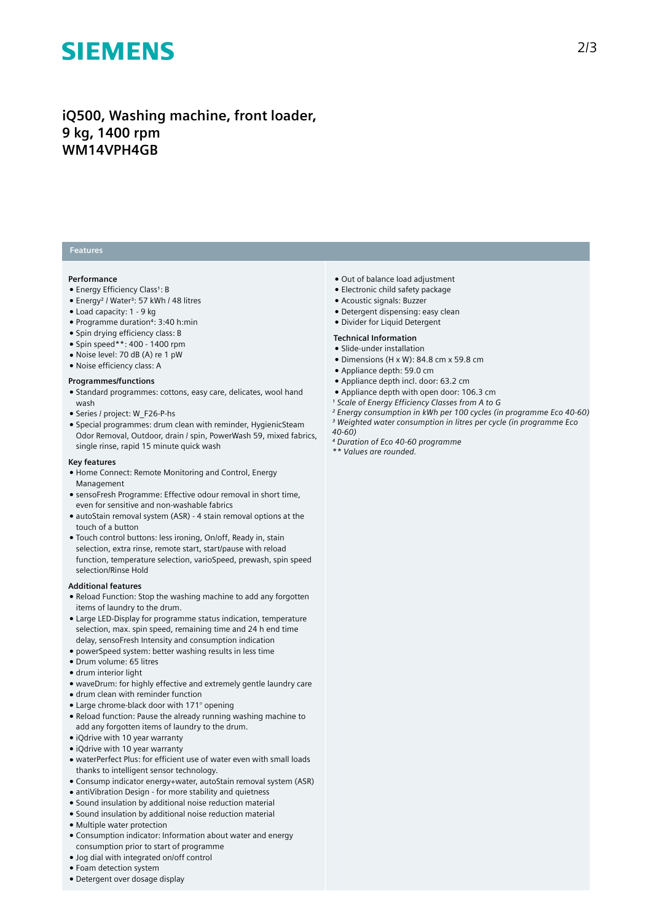# iQ500, Washing machine, front loader, 9 kg, 1400 rpm
# WM14VPH4GB

## Features

### Performance

- Energy Efficiency Class[1]: B
- Energy[2] / Water[3]: 57 kWh / 48 litres
- Load capacity: 1 - 9 kg
- Programme duration[4]: 3:40 h:min
- Spin drying efficiency class: B
- Spin speed**: 400 - 1400 rpm
- Noise level: 70 dB (A) re 1 pW
- Noise efficiency class: A

### Programmes/functions

- Standard programmes: cottons, easy care, delicates, wool hand wash
- Series / project: W_F26-P-hs
- Special programmes: drum clean with reminder, HygienicSteam Odor Removal, Outdoor, drain / spin, PowerWash 59, mixed fabrics, single rinse, rapid 15 minute quick wash

### Key features

- Home Connect: Remote Monitoring and Control, Energy Management
- sensoFresh Programme: Effective odour removal in short time, even for sensitive and non-washable fabrics
- autoStain removal system (ASR) - 4 stain removal options at the touch of a button
- Touch control buttons: less ironing, On/off, Ready in, stain selection, extra rinse, remote start, start/pause with reload function, temperature selection, varioSpeed, prewash, spin speed selection/Rinse Hold

### Additional features

- Reload Function: Stop the washing machine to add any forgotten items of laundry to the drum.
- Large LED-Display for programme status indication, temperature selection, max. spin speed, remaining time and 24 h end time delay, sensoFresh Intensity and consumption indication
- powerSpeed system: better washing results in less time
- Drum volume: 65 litres
- drum interior light
- waveDrum: for highly effective and extremely gentle laundry care
- drum clean with reminder function
- Large chrome-black door with 171° opening
- Reload function: Pause the already running washing machine to add any forgotten items of laundry to the drum.
- iQdrive with 10 year warranty
- iQdrive with 10 year warranty
- waterPerfect Plus: for efficient use of water even with small loads thanks to intelligent sensor technology.
- Consump indicator energy+water, autoStain removal system (ASR)
- antiVibration Design - for more stability and quietness
- Sound insulation by additional noise reduction material
- Sound insulation by additional noise reduction material
- Multiple water protection
- Consumption indicator: Information about water and energy consumption prior to start of programme
- Jog dial with integrated on/off control
- Foam detection system
- Detergent over dosage display
- Out of balance load adjustment
- Electronic child safety package
- Acoustic signals: Buzzer
- Detergent dispensing: easy clean
- Divider for Liquid Detergent

### Technical Information

- Slide-under installation
- Dimensions (H x W): 84.8 cm x 59.8 cm
- Appliance depth: 59.0 cm
- Appliance depth incl. door: 63.2 cm
- Appliance depth with open door: 106.3 cm

*[1] Scale of Energy Efficiency Classes from A to G*
*[2] Energy consumption in kWh per 100 cycles (in programme Eco 40-60)*
*[3] Weighted water consumption in litres per cycle (in programme Eco 40-60)*
*[4] Duration of Eco 40-60 programme*
*** Values are rounded.*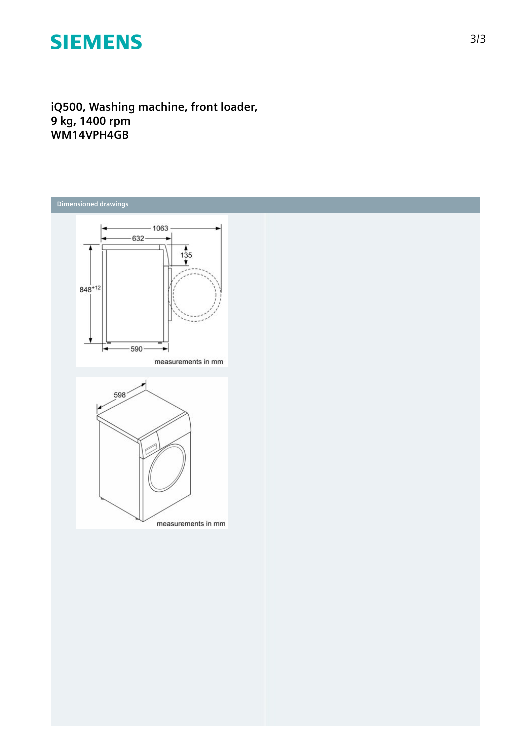SIEMENS

**iQ500, Washing machine, front loader, 9 kg, 1400 rpm**
**WM14VPH4GB**

## Dimensioned drawings

1063
632
135
$848^{+12}$
590
measurements in mm

598
measurements in mm